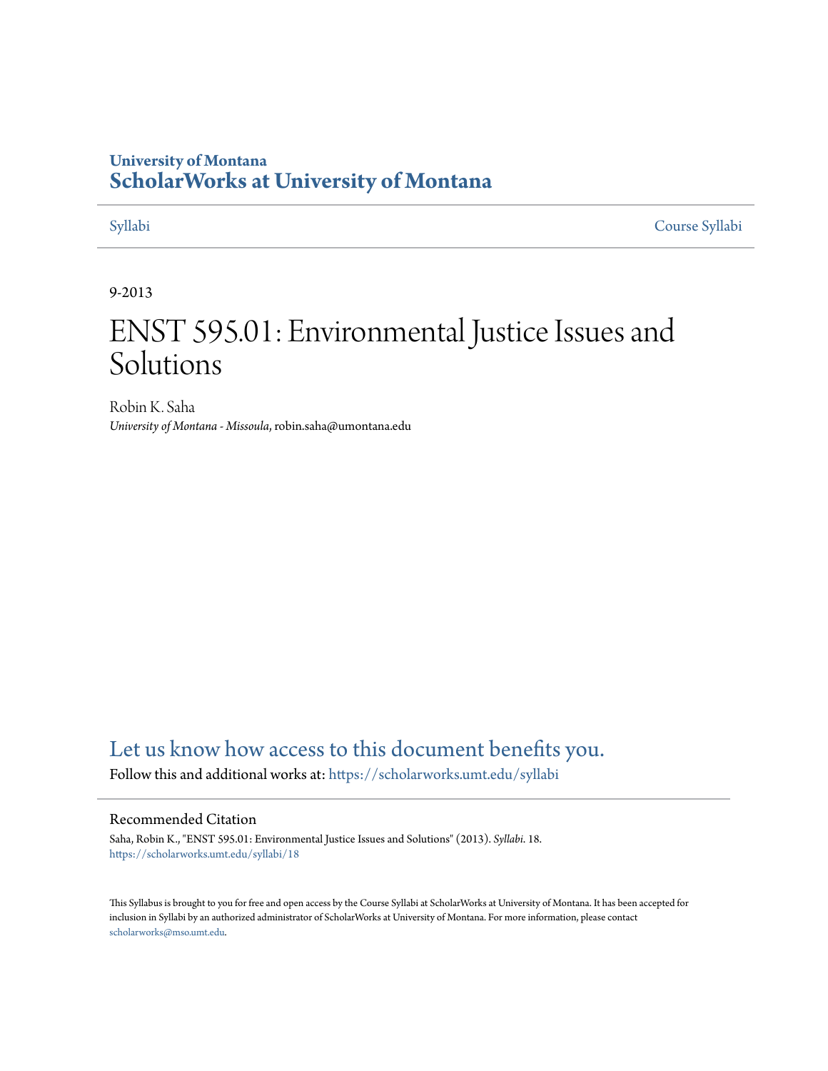University of Montana
# ScholarWorks at University of Montana

Syllabi | Course Syllabi

9-2013

# ENST 595.01: Environmental Justice Issues and Solutions

Robin K. Saha
*University of Montana - Missoula*, robin.saha@umontana.edu

Let us know how access to this document benefits you.

Follow this and additional works at: https://scholarworks.umt.edu/syllabi

## Recommended Citation

Saha, Robin K., "ENST 595.01: Environmental Justice Issues and Solutions" (2013). *Syllabi*. 18.
https://scholarworks.umt.edu/syllabi/18

This Syllabus is brought to you for free and open access by the Course Syllabi at ScholarWorks at University of Montana. It has been accepted for inclusion in Syllabi by an authorized administrator of ScholarWorks at University of Montana. For more information, please contact scholarworks@mso.umt.edu.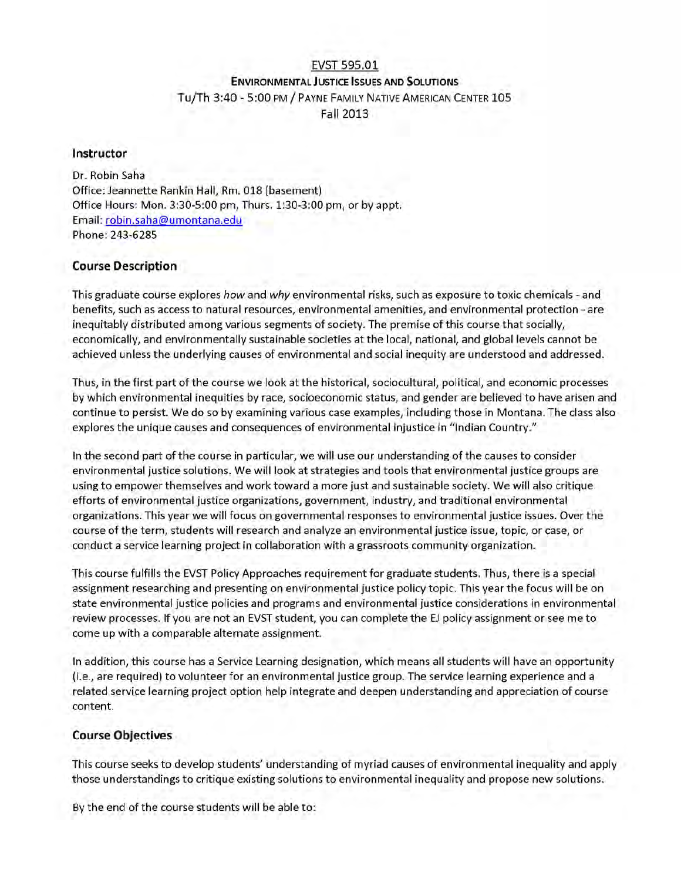# EVST 595.01

## Environmental Justice Issues and Solutions

Tu/Th 3:40 - 5:00 PM / Payne Family Native American Center 105

Fall 2013

### Instructor

Dr. Robin Saha
Office: Jeannette Rankin Hall, Rm. 018 (basement)
Office Hours: Mon. 3:30-5:00 pm, Thurs. 1:30-3:00 pm, or by appt.
Email: robin.saha@umontana.edu
Phone: 243-6285

### Course Description

This graduate course explores *how* and *why* environmental risks, such as exposure to toxic chemicals - and benefits, such as access to natural resources, environmental amenities, and environmental protection - are inequitably distributed among various segments of society. The premise of this course that socially, economically, and environmentally sustainable societies at the local, national, and global levels cannot be achieved unless the underlying causes of environmental and social inequity are understood and addressed.

Thus, in the first part of the course we look at the historical, sociocultural, political, and economic processes by which environmental inequities by race, socioeconomic status, and gender are believed to have arisen and continue to persist. We do so by examining various case examples, including those in Montana. The class also explores the unique causes and consequences of environmental injustice in "Indian Country."

In the second part of the course in particular, we will use our understanding of the causes to consider environmental justice solutions. We will look at strategies and tools that environmental justice groups are using to empower themselves and work toward a more just and sustainable society. We will also critique efforts of environmental justice organizations, government, industry, and traditional environmental organizations. This year we will focus on governmental responses to environmental justice issues. Over the course of the term, students will research and analyze an environmental justice issue, topic, or case, or conduct a service learning project in collaboration with a grassroots community organization.

This course fulfills the EVST Policy Approaches requirement for graduate students. Thus, there is a special assignment researching and presenting on environmental justice policy topic. This year the focus will be on state environmental justice policies and programs and environmental justice considerations in environmental review processes. If you are not an EVST student, you can complete the EJ policy assignment or see me to come up with a comparable alternate assignment.

In addition, this course has a Service Learning designation, which means all students will have an opportunity (i.e., are required) to volunteer for an environmental justice group. The service learning experience and a related service learning project option help integrate and deepen understanding and appreciation of course content.

### Course Objectives

This course seeks to develop students' understanding of myriad causes of environmental inequality and apply those understandings to critique existing solutions to environmental inequality and propose new solutions.

By the end of the course students will be able to: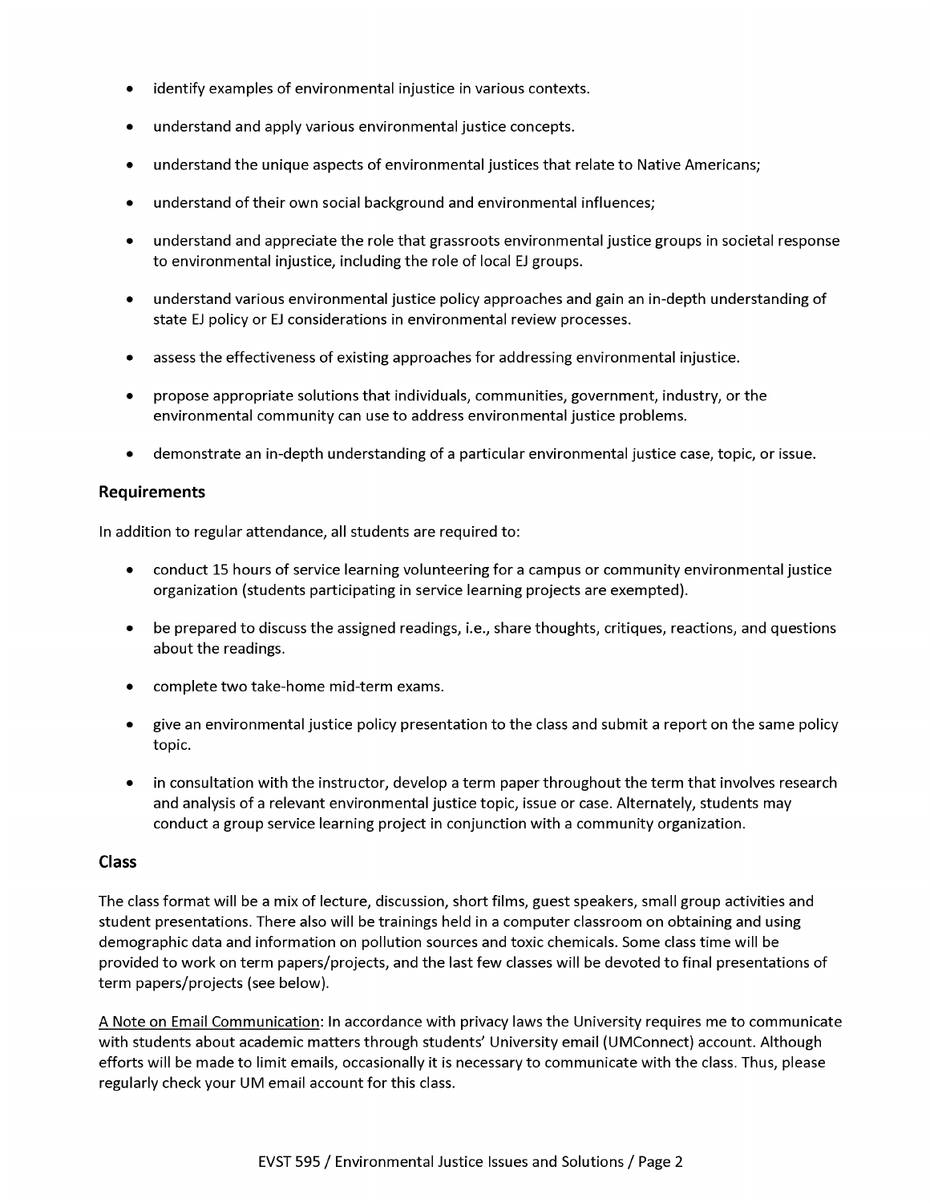- identify examples of environmental injustice in various contexts.
- understand and apply various environmental justice concepts.
- understand the unique aspects of environmental justices that relate to Native Americans;
- understand of their own social background and environmental influences;
- understand and appreciate the role that grassroots environmental justice groups in societal response to environmental injustice, including the role of local EJ groups.
- understand various environmental justice policy approaches and gain an in-depth understanding of state EJ policy or EJ considerations in environmental review processes.
- assess the effectiveness of existing approaches for addressing environmental injustice.
- propose appropriate solutions that individuals, communities, government, industry, or the environmental community can use to address environmental justice problems.
- demonstrate an in-depth understanding of a particular environmental justice case, topic, or issue.

### Requirements

In addition to regular attendance, all students are required to:

- conduct 15 hours of service learning volunteering for a campus or community environmental justice organization (students participating in service learning projects are exempted).
- be prepared to discuss the assigned readings, i.e., share thoughts, critiques, reactions, and questions about the readings.
- complete two take-home mid-term exams.
- give an environmental justice policy presentation to the class and submit a report on the same policy topic.
- in consultation with the instructor, develop a term paper throughout the term that involves research and analysis of a relevant environmental justice topic, issue or case. Alternately, students may conduct a group service learning project in conjunction with a community organization.

### Class

The class format will be a mix of lecture, discussion, short films, guest speakers, small group activities and student presentations. There also will be trainings held in a computer classroom on obtaining and using demographic data and information on pollution sources and toxic chemicals. Some class time will be provided to work on term papers/projects, and the last few classes will be devoted to final presentations of term papers/projects (see below).

<u>A Note on Email Communication</u>: In accordance with privacy laws the University requires me to communicate with students about academic matters through students' University email (UMConnect) account. Although efforts will be made to limit emails, occasionally it is necessary to communicate with the class. Thus, please regularly check your UM email account for this class.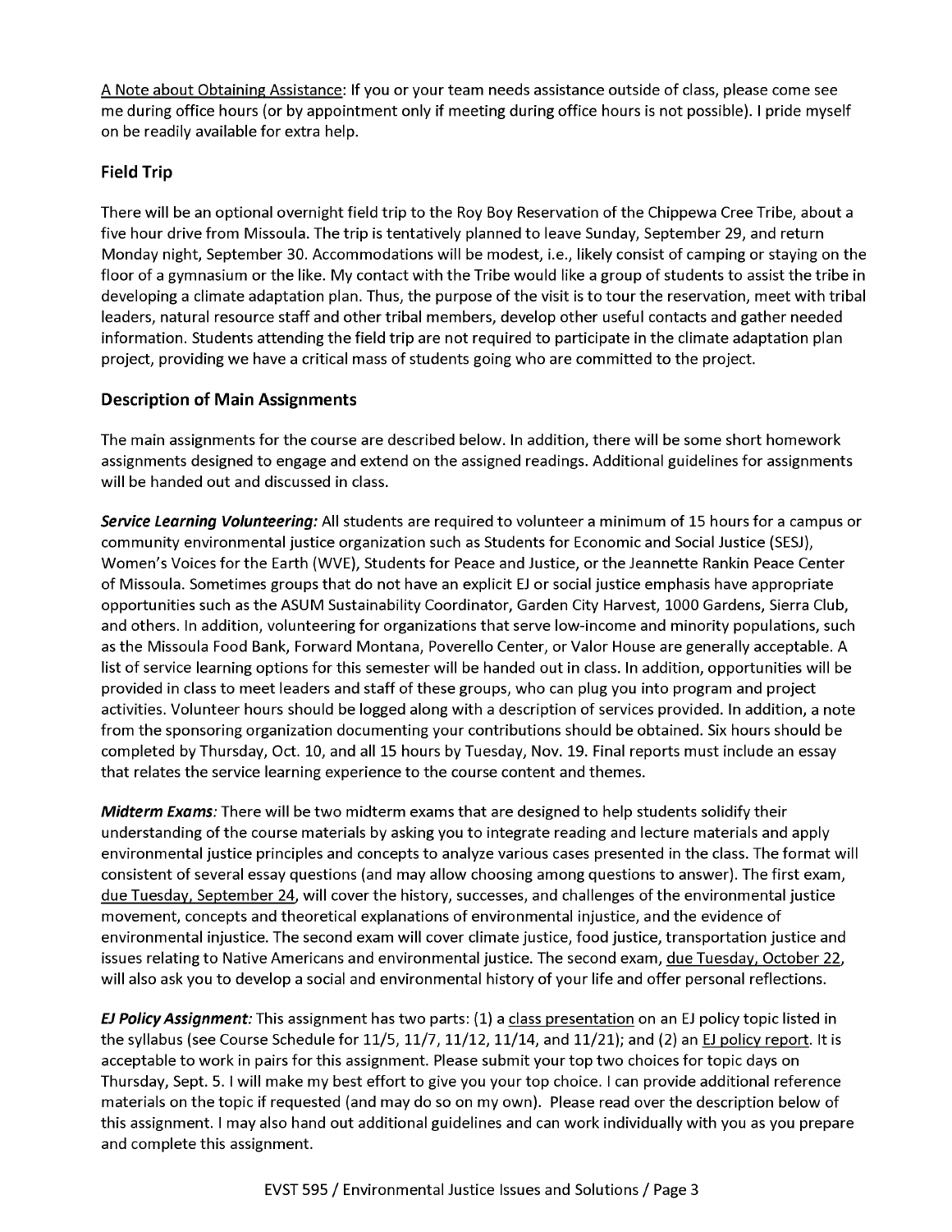A Note about Obtaining Assistance: If you or your team needs assistance outside of class, please come see me during office hours (or by appointment only if meeting during office hours is not possible). I pride myself on be readily available for extra help.

## Field Trip

There will be an optional overnight field trip to the Roy Boy Reservation of the Chippewa Cree Tribe, about a five hour drive from Missoula. The trip is tentatively planned to leave Sunday, September 29, and return Monday night, September 30. Accommodations will be modest, i.e., likely consist of camping or staying on the floor of a gymnasium or the like. My contact with the Tribe would like a group of students to assist the tribe in developing a climate adaptation plan. Thus, the purpose of the visit is to tour the reservation, meet with tribal leaders, natural resource staff and other tribal members, develop other useful contacts and gather needed information. Students attending the field trip are not required to participate in the climate adaptation plan project, providing we have a critical mass of students going who are committed to the project.

## Description of Main Assignments

The main assignments for the course are described below. In addition, there will be some short homework assignments designed to engage and extend on the assigned readings. Additional guidelines for assignments will be handed out and discussed in class.

***Service Learning Volunteering:*** All students are required to volunteer a minimum of 15 hours for a campus or community environmental justice organization such as Students for Economic and Social Justice (SESJ), Women's Voices for the Earth (WVE), Students for Peace and Justice, or the Jeannette Rankin Peace Center of Missoula. Sometimes groups that do not have an explicit EJ or social justice emphasis have appropriate opportunities such as the ASUM Sustainability Coordinator, Garden City Harvest, 1000 Gardens, Sierra Club, and others. In addition, volunteering for organizations that serve low-income and minority populations, such as the Missoula Food Bank, Forward Montana, Poverello Center, or Valor House are generally acceptable. A list of service learning options for this semester will be handed out in class. In addition, opportunities will be provided in class to meet leaders and staff of these groups, who can plug you into program and project activities. Volunteer hours should be logged along with a description of services provided. In addition, a note from the sponsoring organization documenting your contributions should be obtained. Six hours should be completed by Thursday, Oct. 10, and all 15 hours by Tuesday, Nov. 19. Final reports must include an essay that relates the service learning experience to the course content and themes.

***Midterm Exams:*** There will be two midterm exams that are designed to help students solidify their understanding of the course materials by asking you to integrate reading and lecture materials and apply environmental justice principles and concepts to analyze various cases presented in the class. The format will consistent of several essay questions (and may allow choosing among questions to answer). The first exam, due Tuesday, September 24, will cover the history, successes, and challenges of the environmental justice movement, concepts and theoretical explanations of environmental injustice, and the evidence of environmental injustice. The second exam will cover climate justice, food justice, transportation justice and issues relating to Native Americans and environmental justice. The second exam, due Tuesday, October 22, will also ask you to develop a social and environmental history of your life and offer personal reflections.

***EJ Policy Assignment:*** This assignment has two parts: (1) a class presentation on an EJ policy topic listed in the syllabus (see Course Schedule for 11/5, 11/7, 11/12, 11/14, and 11/21); and (2) an EJ policy report. It is acceptable to work in pairs for this assignment. Please submit your top two choices for topic days on Thursday, Sept. 5. I will make my best effort to give you your top choice. I can provide additional reference materials on the topic if requested (and may do so on my own). Please read over the description below of this assignment. I may also hand out additional guidelines and can work individually with you as you prepare and complete this assignment.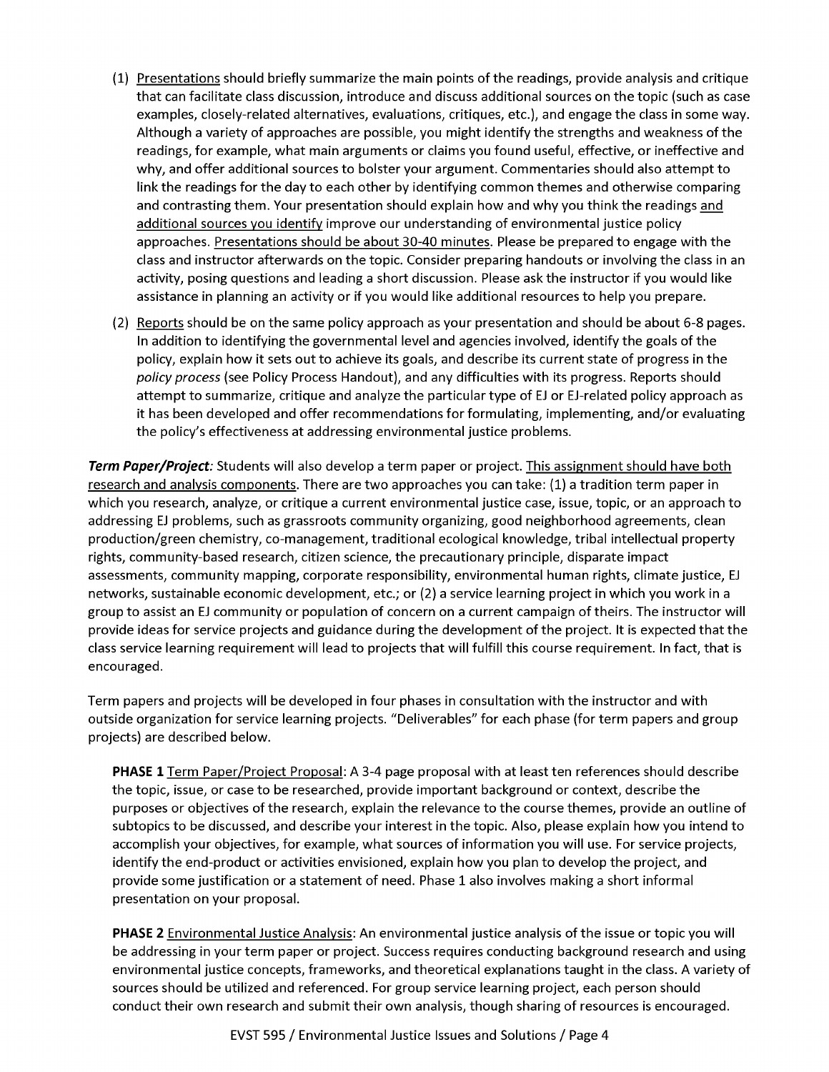(1) <u>Presentations</u> should briefly summarize the main points of the readings, provide analysis and critique that can facilitate class discussion, introduce and discuss additional sources on the topic (such as case examples, closely-related alternatives, evaluations, critiques, etc.), and engage the class in some way. Although a variety of approaches are possible, you might identify the strengths and weakness of the readings, for example, what main arguments or claims you found useful, effective, or ineffective and why, and offer additional sources to bolster your argument. Commentaries should also attempt to link the readings for the day to each other by identifying common themes and otherwise comparing and contrasting them. Your presentation should explain how and why you think the readings <u>and additional sources you identify</u> improve our understanding of environmental justice policy approaches. <u>Presentations should be about 30-40 minutes</u>. Please be prepared to engage with the class and instructor afterwards on the topic. Consider preparing handouts or involving the class in an activity, posing questions and leading a short discussion. Please ask the instructor if you would like assistance in planning an activity or if you would like additional resources to help you prepare.

(2) <u>Reports</u> should be on the same policy approach as your presentation and should be about 6-8 pages. In addition to identifying the governmental level and agencies involved, identify the goals of the policy, explain how it sets out to achieve its goals, and describe its current state of progress in the *policy process* (see Policy Process Handout), and any difficulties with its progress. Reports should attempt to summarize, critique and analyze the particular type of EJ or EJ-related policy approach as it has been developed and offer recommendations for formulating, implementing, and/or evaluating the policy's effectiveness at addressing environmental justice problems.

***Term Paper/Project:*** Students will also develop a term paper or project. <u>This assignment should have both research and analysis components</u>. There are two approaches you can take: (1) a tradition term paper in which you research, analyze, or critique a current environmental justice case, issue, topic, or an approach to addressing EJ problems, such as grassroots community organizing, good neighborhood agreements, clean production/green chemistry, co-management, traditional ecological knowledge, tribal intellectual property rights, community-based research, citizen science, the precautionary principle, disparate impact assessments, community mapping, corporate responsibility, environmental human rights, climate justice, EJ networks, sustainable economic development, etc.; or (2) a service learning project in which you work in a group to assist an EJ community or population of concern on a current campaign of theirs. The instructor will provide ideas for service projects and guidance during the development of the project. It is expected that the class service learning requirement will lead to projects that will fulfill this course requirement. In fact, that is encouraged.

Term papers and projects will be developed in four phases in consultation with the instructor and with outside organization for service learning projects. "Deliverables" for each phase (for term papers and group projects) are described below.

**PHASE 1** <u>Term Paper/Project Proposal</u>: A 3-4 page proposal with at least ten references should describe the topic, issue, or case to be researched, provide important background or context, describe the purposes or objectives of the research, explain the relevance to the course themes, provide an outline of subtopics to be discussed, and describe your interest in the topic. Also, please explain how you intend to accomplish your objectives, for example, what sources of information you will use. For service projects, identify the end-product or activities envisioned, explain how you plan to develop the project, and provide some justification or a statement of need. Phase 1 also involves making a short informal presentation on your proposal.

**PHASE 2** <u>Environmental Justice Analysis</u>: An environmental justice analysis of the issue or topic you will be addressing in your term paper or project. Success requires conducting background research and using environmental justice concepts, frameworks, and theoretical explanations taught in the class. A variety of sources should be utilized and referenced. For group service learning project, each person should conduct their own research and submit their own analysis, though sharing of resources is encouraged.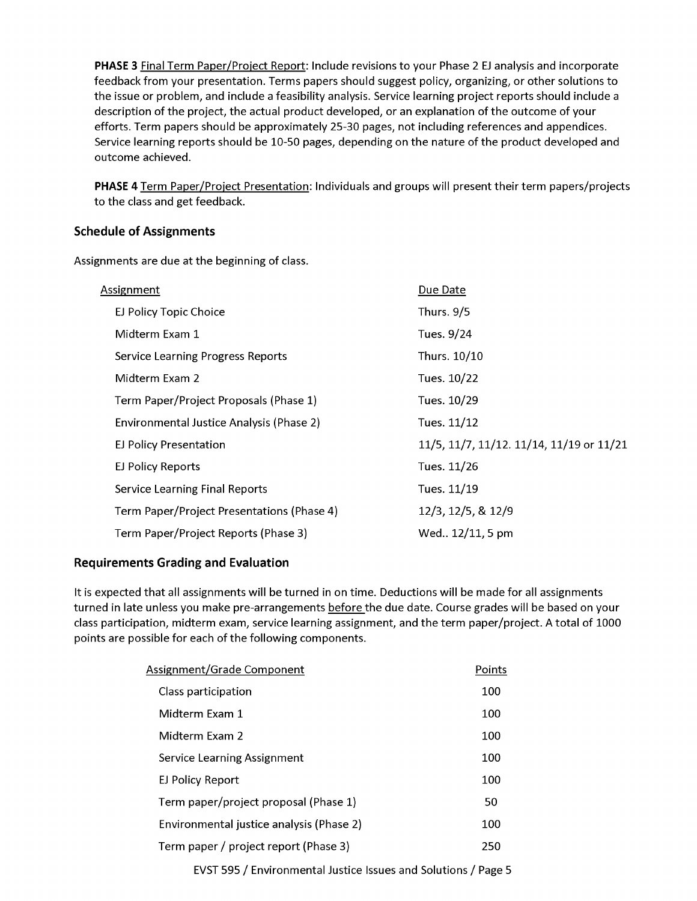**PHASE 3** Final Term Paper/Project Report: Include revisions to your Phase 2 EJ analysis and incorporate feedback from your presentation. Terms papers should suggest policy, organizing, or other solutions to the issue or problem, and include a feasibility analysis. Service learning project reports should include a description of the project, the actual product developed, or an explanation of the outcome of your efforts. Term papers should be approximately 25-30 pages, not including references and appendices. Service learning reports should be 10-50 pages, depending on the nature of the product developed and outcome achieved.

**PHASE 4** Term Paper/Project Presentation: Individuals and groups will present their term papers/projects to the class and get feedback.

### Schedule of Assignments

Assignments are due at the beginning of class.

| Assignment | Due Date |
|---|---|
| EJ Policy Topic Choice | Thurs. 9/5 |
| Midterm Exam 1 | Tues. 9/24 |
| Service Learning Progress Reports | Thurs. 10/10 |
| Midterm Exam 2 | Tues. 10/22 |
| Term Paper/Project Proposals (Phase 1) | Tues. 10/29 |
| Environmental Justice Analysis (Phase 2) | Tues. 11/12 |
| EJ Policy Presentation | 11/5, 11/7, 11/12. 11/14, 11/19 or 11/21 |
| EJ Policy Reports | Tues. 11/26 |
| Service Learning Final Reports | Tues. 11/19 |
| Term Paper/Project Presentations (Phase 4) | 12/3, 12/5, & 12/9 |
| Term Paper/Project Reports (Phase 3) | Wed.. 12/11, 5 pm |

### Requirements Grading and Evaluation

It is expected that all assignments will be turned in on time. Deductions will be made for all assignments turned in late unless you make pre-arrangements before the due date. Course grades will be based on your class participation, midterm exam, service learning assignment, and the term paper/project. A total of 1000 points are possible for each of the following components.

| Assignment/Grade Component | Points |
|---|---|
| Class participation | 100 |
| Midterm Exam 1 | 100 |
| Midterm Exam 2 | 100 |
| Service Learning Assignment | 100 |
| EJ Policy Report | 100 |
| Term paper/project proposal (Phase 1) | 50 |
| Environmental justice analysis (Phase 2) | 100 |
| Term paper / project report (Phase 3) | 250 |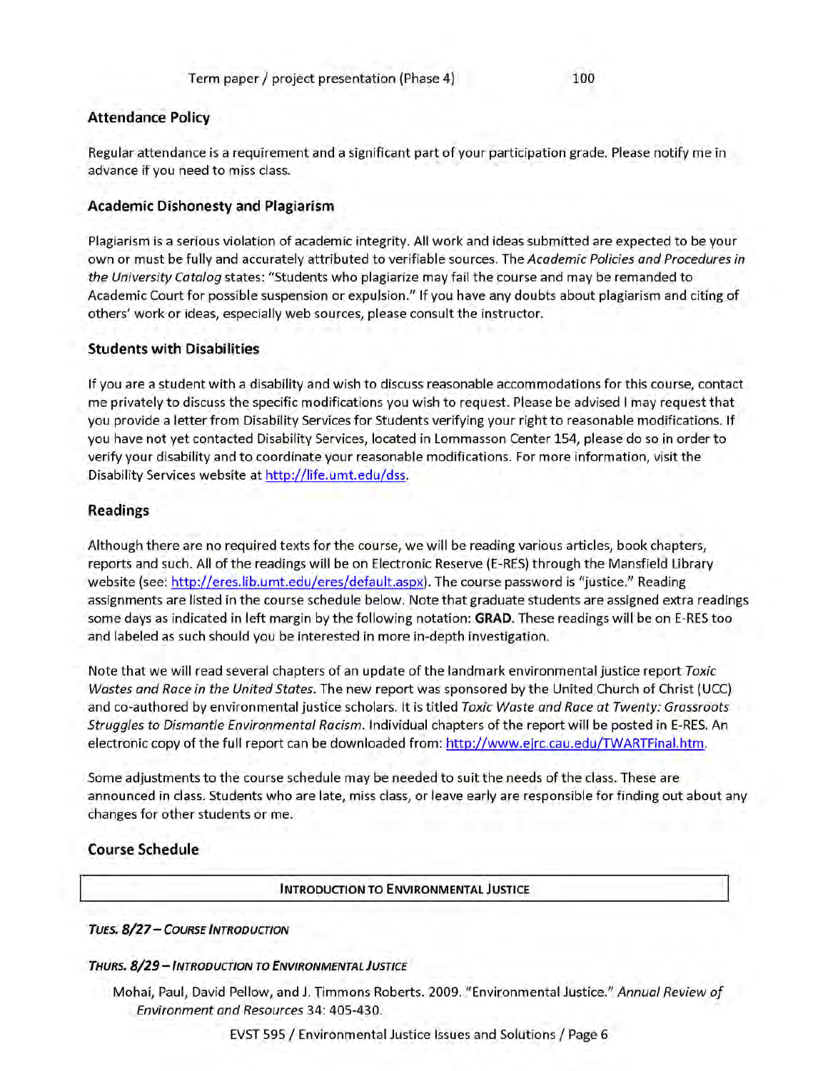| Term paper / project presentation (Phase 4) | 100 |
| --- | --- |

### Attendance Policy

Regular attendance is a requirement and a significant part of your participation grade. Please notify me in advance if you need to miss class.

### Academic Dishonesty and Plagiarism

Plagiarism is a serious violation of academic integrity. All work and ideas submitted are expected to be your own or must be fully and accurately attributed to verifiable sources. The *Academic Policies and Procedures in the University Catalog* states: "Students who plagiarize may fail the course and may be remanded to Academic Court for possible suspension or expulsion." If you have any doubts about plagiarism and citing of others' work or ideas, especially web sources, please consult the instructor.

### Students with Disabilities

If you are a student with a disability and wish to discuss reasonable accommodations for this course, contact me privately to discuss the specific modifications you wish to request. Please be advised I may request that you provide a letter from Disability Services for Students verifying your right to reasonable modifications. If you have not yet contacted Disability Services, located in Lommasson Center 154, please do so in order to verify your disability and to coordinate your reasonable modifications. For more information, visit the Disability Services website at http://life.umt.edu/dss.

### Readings

Although there are no required texts for the course, we will be reading various articles, book chapters, reports and such. All of the readings will be on Electronic Reserve (E-RES) through the Mansfield Library website (see: http://eres.lib.umt.edu/eres/default.aspx). The course password is "justice." Reading assignments are listed in the course schedule below. Note that graduate students are assigned extra readings some days as indicated in left margin by the following notation: **GRAD**. These readings will be on E-RES too and labeled as such should you be interested in more in-depth investigation.

Note that we will read several chapters of an update of the landmark environmental justice report *Toxic Wastes and Race in the United States.* The new report was sponsored by the United Church of Christ (UCC) and co-authored by environmental justice scholars. It is titled *Toxic Waste and Race at Twenty: Grassroots Struggles to Dismantle Environmental Racism.* Individual chapters of the report will be posted in E-RES. An electronic copy of the full report can be downloaded from: http://www.ejrc.cau.edu/TWARTFinal.htm.

Some adjustments to the course schedule may be needed to suit the needs of the class. These are announced in class. Students who are late, miss class, or leave early are responsible for finding out about any changes for other students or me.

### Course Schedule

| INTRODUCTION TO ENVIRONMENTAL JUSTICE |
| --- |

***TUES. 8/27 – COURSE INTRODUCTION***

***THURS. 8/29 – INTRODUCTION TO ENVIRONMENTAL JUSTICE***

Mohai, Paul, David Pellow, and J. Timmons Roberts. 2009. "Environmental Justice." *Annual Review of Environment and Resources* 34: 405-430.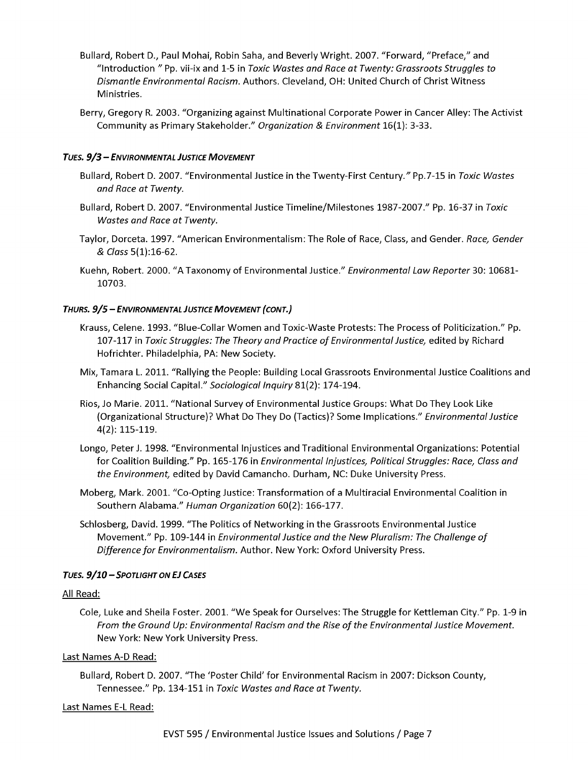Bullard, Robert D., Paul Mohai, Robin Saha, and Beverly Wright. 2007. "Forward, "Preface," and "Introduction " Pp. vii-ix and 1-5 in *Toxic Wastes and Race at Twenty: Grassroots Struggles to Dismantle Environmental Racism*. Authors. Cleveland, OH: United Church of Christ Witness Ministries.

Berry, Gregory R. 2003. "Organizing against Multinational Corporate Power in Cancer Alley: The Activist Community as Primary Stakeholder." *Organization & Environment* 16(1): 3-33.

#### *TUES. 9/3 – ENVIRONMENTAL JUSTICE MOVEMENT*

Bullard, Robert D. 2007. "Environmental Justice in the Twenty-First Century." Pp.7-15 in *Toxic Wastes and Race at Twenty*.

Bullard, Robert D. 2007. "Environmental Justice Timeline/Milestones 1987-2007." Pp. 16-37 in *Toxic Wastes and Race at Twenty*.

Taylor, Dorceta. 1997. "American Environmentalism: The Role of Race, Class, and Gender. *Race, Gender & Class* 5(1):16-62.

Kuehn, Robert. 2000. "A Taxonomy of Environmental Justice." *Environmental Law Reporter* 30: 10681-10703.

#### *THURS. 9/5 – ENVIRONMENTAL JUSTICE MOVEMENT (CONT.)*

Krauss, Celene. 1993. "Blue-Collar Women and Toxic-Waste Protests: The Process of Politicization." Pp. 107-117 in *Toxic Struggles: The Theory and Practice of Environmental Justice,* edited by Richard Hofrichter. Philadelphia, PA: New Society.

Mix, Tamara L. 2011. "Rallying the People: Building Local Grassroots Environmental Justice Coalitions and Enhancing Social Capital." *Sociological Inquiry* 81(2): 174-194.

Rios, Jo Marie. 2011. "National Survey of Environmental Justice Groups: What Do They Look Like (Organizational Structure)? What Do They Do (Tactics)? Some Implications." *Environmental Justice* 4(2): 115-119.

Longo, Peter J. 1998. "Environmental Injustices and Traditional Environmental Organizations: Potential for Coalition Building." Pp. 165-176 in *Environmental Injustices, Political Struggles: Race, Class and the Environment,* edited by David Camancho. Durham, NC: Duke University Press.

Moberg, Mark. 2001. "Co-Opting Justice: Transformation of a Multiracial Environmental Coalition in Southern Alabama." *Human Organization* 60(2): 166-177.

Schlosberg, David. 1999. "The Politics of Networking in the Grassroots Environmental Justice Movement." Pp. 109-144 in *Environmental Justice and the New Pluralism: The Challenge of Difference for Environmentalism.* Author. New York: Oxford University Press.

#### *TUES. 9/10 – SPOTLIGHT ON EJ CASES*

<u>All Read:</u>

Cole, Luke and Sheila Foster. 2001. "We Speak for Ourselves: The Struggle for Kettleman City." Pp. 1-9 in *From the Ground Up: Environmental Racism and the Rise of the Environmental Justice Movement.* New York: New York University Press.

<u>Last Names A-D Read:</u>

Bullard, Robert D. 2007. "The 'Poster Child' for Environmental Racism in 2007: Dickson County, Tennessee." Pp. 134-151 in *Toxic Wastes and Race at Twenty.*

<u>Last Names E-L Read:</u>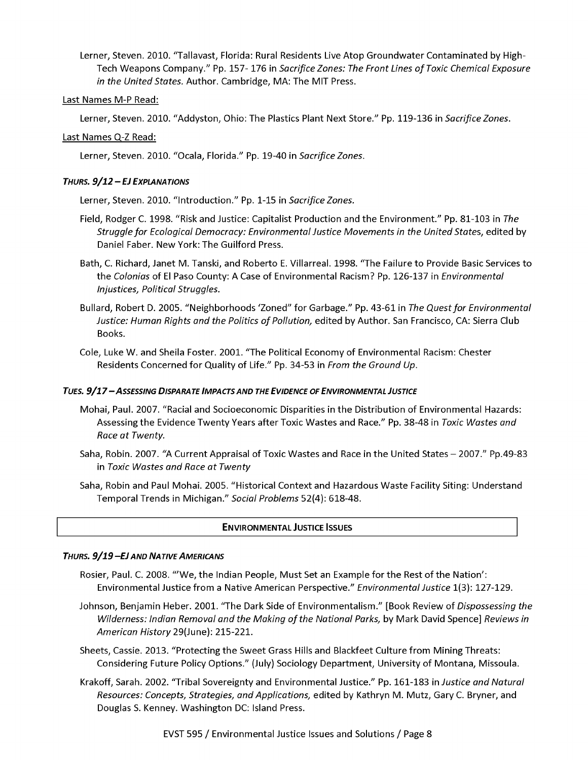Lerner, Steven. 2010. "Tallavast, Florida: Rural Residents Live Atop Groundwater Contaminated by High-Tech Weapons Company." Pp. 157- 176 in *Sacrifice Zones: The Front Lines of Toxic Chemical Exposure in the United States.* Author. Cambridge, MA: The MIT Press.

Last Names M-P Read:

Lerner, Steven. 2010. "Addyston, Ohio: The Plastics Plant Next Store." Pp. 119-136 in *Sacrifice Zones*.

Last Names Q-Z Read:

Lerner, Steven. 2010. "Ocala, Florida." Pp. 19-40 in *Sacrifice Zones*.

#### *THURS. 9/12 – EJ EXPLANATIONS*

Lerner, Steven. 2010. "Introduction." Pp. 1-15 in *Sacrifice Zones.*

Field, Rodger C. 1998. "Risk and Justice: Capitalist Production and the Environment." Pp. 81-103 in *The Struggle for Ecological Democracy: Environmental Justice Movements in the United States*, edited by Daniel Faber. New York: The Guilford Press.

Bath, C. Richard, Janet M. Tanski, and Roberto E. Villarreal. 1998. "The Failure to Provide Basic Services to the *Colonias* of El Paso County: A Case of Environmental Racism? Pp. 126-137 in *Environmental Injustices, Political Struggles.*

Bullard, Robert D. 2005. "Neighborhoods 'Zoned" for Garbage." Pp. 43-61 in *The Quest for Environmental Justice: Human Rights and the Politics of Pollution,* edited by Author. San Francisco, CA: Sierra Club Books.

Cole, Luke W. and Sheila Foster. 2001. "The Political Economy of Environmental Racism: Chester Residents Concerned for Quality of Life." Pp. 34-53 in *From the Ground Up*.

#### *TUES. 9/17 – ASSESSING DISPARATE IMPACTS AND THE EVIDENCE OF ENVIRONMENTAL JUSTICE*

Mohai, Paul. 2007. "Racial and Socioeconomic Disparities in the Distribution of Environmental Hazards: Assessing the Evidence Twenty Years after Toxic Wastes and Race." Pp. 38-48 in *Toxic Wastes and Race at Twenty.*

Saha, Robin. 2007. "A Current Appraisal of Toxic Wastes and Race in the United States – 2007." Pp.49-83 in *Toxic Wastes and Race at Twenty*

Saha, Robin and Paul Mohai. 2005. "Historical Context and Hazardous Waste Facility Siting: Understand Temporal Trends in Michigan." *Social Problems* 52(4): 618-48.

## ENVIRONMENTAL JUSTICE ISSUES

#### *THURS. 9/19 – EJ AND NATIVE AMERICANS*

Rosier, Paul. C. 2008. "'We, the Indian People, Must Set an Example for the Rest of the Nation': Environmental Justice from a Native American Perspective." *Environmental Justice* 1(3): 127-129.

Johnson, Benjamin Heber. 2001. "The Dark Side of Environmentalism." [Book Review of *Dispossessing the Wilderness: Indian Removal and the Making of the National Parks,* by Mark David Spence] *Reviews in American History* 29(June): 215-221.

Sheets, Cassie. 2013. "Protecting the Sweet Grass Hills and Blackfeet Culture from Mining Threats: Considering Future Policy Options." (July) Sociology Department, University of Montana, Missoula.

Krakoff, Sarah. 2002. "Tribal Sovereignty and Environmental Justice." Pp. 161-183 in *Justice and Natural Resources: Concepts, Strategies, and Applications,* edited by Kathryn M. Mutz, Gary C. Bryner, and Douglas S. Kenney. Washington DC: Island Press.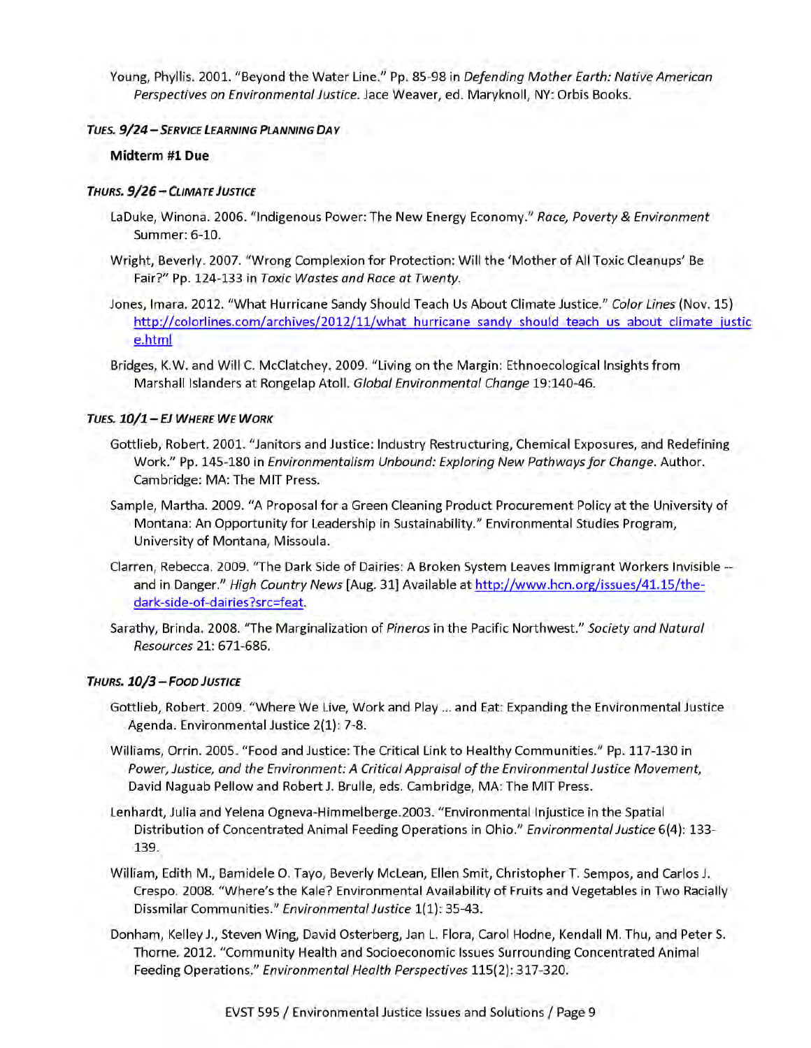Young, Phyllis. 2001. "Beyond the Water Line." Pp. 85-98 in *Defending Mother Earth: Native American Perspectives on Environmental Justice.* Jace Weaver, ed. Maryknoll, NY: Orbis Books.

### *TUES. 9/24 – SERVICE LEARNING PLANNING DAY*

**Midterm #1 Due**

### *THURS. 9/26 – CLIMATE JUSTICE*

LaDuke, Winona. 2006. "Indigenous Power: The New Energy Economy." *Race, Poverty & Environment* Summer: 6-10.

Wright, Beverly. 2007. "Wrong Complexion for Protection: Will the 'Mother of All Toxic Cleanups' Be Fair?" Pp. 124-133 in *Toxic Wastes and Race at Twenty.*

Jones, Imara. 2012. "What Hurricane Sandy Should Teach Us About Climate Justice." *Color Lines* (Nov. 15) http://colorlines.com/archives/2012/11/what_hurricane_sandy_should_teach_us_about_climate_justice.html

Bridges, K.W. and Will C. McClatchey. 2009. "Living on the Margin: Ethnoecological Insights from Marshall Islanders at Rongelap Atoll. *Global Environmental Change* 19:140-46.

### *TUES. 10/1 – EJ WHERE WE WORK*

Gottlieb, Robert. 2001. "Janitors and Justice: Industry Restructuring, Chemical Exposures, and Redefining Work." Pp. 145-180 in *Environmentalism Unbound: Exploring New Pathways for Change.* Author. Cambridge: MA: The MIT Press.

Sample, Martha. 2009. "A Proposal for a Green Cleaning Product Procurement Policy at the University of Montana: An Opportunity for Leadership in Sustainability." Environmental Studies Program, University of Montana, Missoula.

Clarren, Rebecca. 2009. "The Dark Side of Dairies: A Broken System Leaves Immigrant Workers Invisible -- and in Danger." *High Country News* [Aug. 31] Available at http://www.hcn.org/issues/41.15/the-dark-side-of-dairies?src=feat.

Sarathy, Brinda. 2008. "The Marginalization of *Pineros* in the Pacific Northwest." *Society and Natural Resources* 21: 671-686.

### *THURS. 10/3 – FOOD JUSTICE*

Gottlieb, Robert. 2009. "Where We Live, Work and Play … and Eat: Expanding the Environmental Justice Agenda. Environmental Justice 2(1): 7-8.

Williams, Orrin. 2005. "Food and Justice: The Critical Link to Healthy Communities." Pp. 117-130 in *Power, Justice, and the Environment: A Critical Appraisal of the Environmental Justice Movement,* David Naguab Pellow and Robert J. Brulle, eds. Cambridge, MA: The MIT Press.

Lenhardt, Julia and Yelena Ogneva-Himmelberge.2003. "Environmental Injustice in the Spatial Distribution of Concentrated Animal Feeding Operations in Ohio." *Environmental Justice* 6(4): 133-139.

William, Edith M., Bamidele O. Tayo, Beverly McLean, Ellen Smit, Christopher T. Sempos, and Carlos J. Crespo. 2008. "Where's the Kale? Environmental Availability of Fruits and Vegetables in Two Racially Dissmilar Communities." *Environmental Justice* 1(1): 35-43.

Donham, Kelley J., Steven Wing, David Osterberg, Jan L. Flora, Carol Hodne, Kendall M. Thu, and Peter S. Thorne. 2012. "Community Health and Socioeconomic Issues Surrounding Concentrated Animal Feeding Operations." *Environmental Health Perspectives* 115(2): 317-320.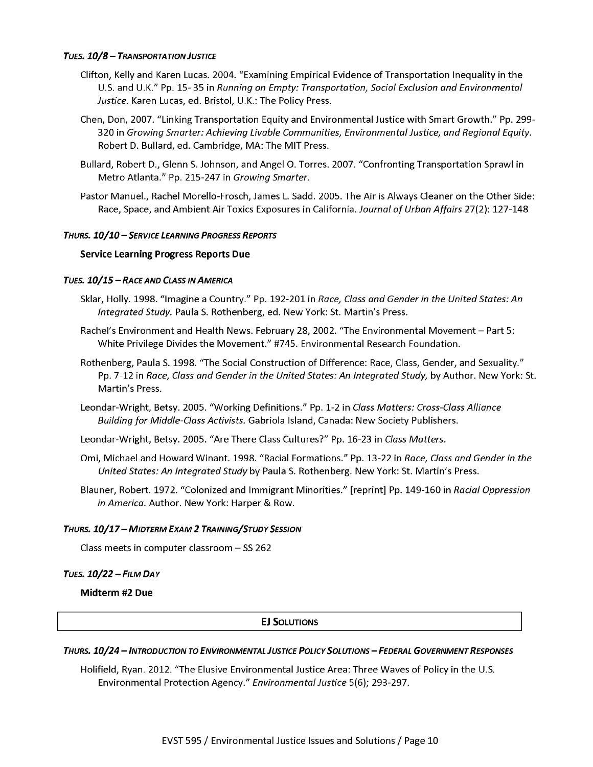#### *Tues. 10/8 – Transportation Justice*

Clifton, Kelly and Karen Lucas. 2004. "Examining Empirical Evidence of Transportation Inequality in the U.S. and U.K." Pp. 15- 35 in *Running on Empty: Transportation, Social Exclusion and Environmental Justice.* Karen Lucas, ed. Bristol, U.K.: The Policy Press.

Chen, Don, 2007. "Linking Transportation Equity and Environmental Justice with Smart Growth." Pp. 299-320 in *Growing Smarter: Achieving Livable Communities, Environmental Justice, and Regional Equity.* Robert D. Bullard, ed. Cambridge, MA: The MIT Press.

Bullard, Robert D., Glenn S. Johnson, and Angel O. Torres. 2007. "Confronting Transportation Sprawl in Metro Atlanta." Pp. 215-247 in *Growing Smarter*.

Pastor Manuel., Rachel Morello-Frosch, James L. Sadd. 2005. The Air is Always Cleaner on the Other Side: Race, Space, and Ambient Air Toxics Exposures in California. *Journal of Urban Affairs* 27(2): 127-148

#### *Thurs. 10/10 – Service Learning Progress Reports*

**Service Learning Progress Reports Due**

#### *Tues. 10/15 – Race and Class in America*

Sklar, Holly. 1998. "Imagine a Country." Pp. 192-201 in *Race, Class and Gender in the United States: An Integrated Study.* Paula S. Rothenberg, ed. New York: St. Martin's Press.

Rachel's Environment and Health News. February 28, 2002. "The Environmental Movement – Part 5: White Privilege Divides the Movement." #745. Environmental Research Foundation.

Rothenberg, Paula S. 1998. "The Social Construction of Difference: Race, Class, Gender, and Sexuality." Pp. 7-12 in *Race, Class and Gender in the United States: An Integrated Study,* by Author. New York: St. Martin's Press.

Leondar-Wright, Betsy. 2005. "Working Definitions." Pp. 1-2 in *Class Matters: Cross-Class Alliance Building for Middle-Class Activists.* Gabriola Island, Canada: New Society Publishers.

Leondar-Wright, Betsy. 2005. "Are There Class Cultures?" Pp. 16-23 in *Class Matters*.

Omi, Michael and Howard Winant. 1998. "Racial Formations." Pp. 13-22 in *Race, Class and Gender in the United States: An Integrated Study* by Paula S. Rothenberg. New York: St. Martin's Press.

Blauner, Robert. 1972. "Colonized and Immigrant Minorities." [reprint] Pp. 149-160 in *Racial Oppression in America.* Author. New York: Harper & Row.

#### *Thurs. 10/17 – Midterm Exam 2 Training/Study Session*

Class meets in computer classroom – SS 262

#### *Tues. 10/22 – Film Day*

**Midterm #2 Due**

## EJ Solutions

#### *Thurs. 10/24 – Introduction to Environmental Justice Policy Solutions – Federal Government Responses*

Holifield, Ryan. 2012. "The Elusive Environmental Justice Area: Three Waves of Policy in the U.S. Environmental Protection Agency." *Environmental Justice* 5(6); 293-297.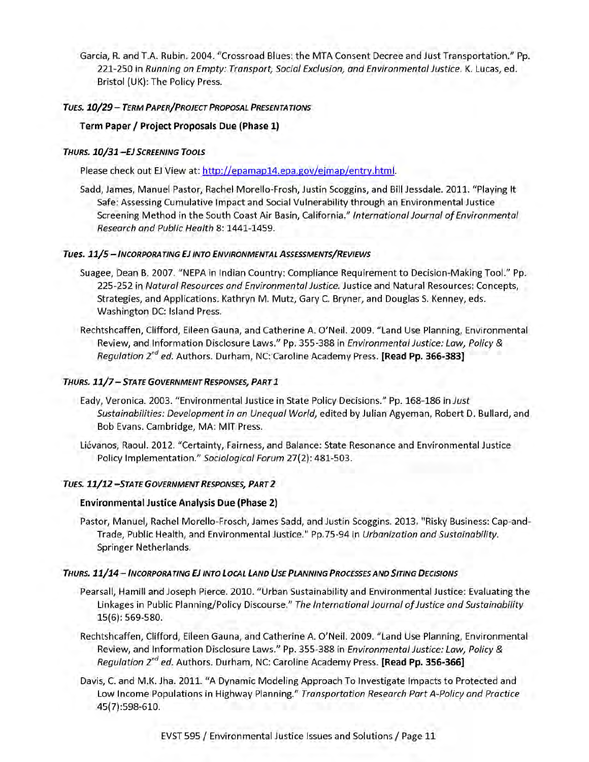Garcia, R. and T.A. Rubin. 2004. "Crossroad Blues: the MTA Consent Decree and Just Transportation." Pp. 221-250 in *Running on Empty: Transport, Social Exclusion, and Environmental Justice.* K. Lucas, ed. Bristol (UK): The Policy Press.

### *TUES. 10/29 – TERM PAPER/PROJECT PROPOSAL PRESENTATIONS*

**Term Paper / Project Proposals Due (Phase 1)**

### *THURS. 10/31 –EJ SCREENING TOOLS*

Please check out EJ View at: http://epamap14.epa.gov/ejmap/entry.html.

Sadd, James, Manuel Pastor, Rachel Morello-Frosh, Justin Scoggins, and Bill Jessdale. 2011. "Playing It Safe: Assessing Cumulative Impact and Social Vulnerability through an Environmental Justice Screening Method in the South Coast Air Basin, California." *International Journal of Environmental Research and Public Health* 8: 1441-1459.

### *TUES. 11/5 – INCORPORATING EJ INTO ENVIRONMENTAL ASSESSMENTS/REVIEWS*

Suagee, Dean B. 2007. "NEPA in Indian Country: Compliance Requirement to Decision-Making Tool." Pp. 225-252 in *Natural Resources and Environmental Justice.* Justice and Natural Resources: Concepts, Strategies, and Applications. Kathryn M. Mutz, Gary C. Bryner, and Douglas S. Kenney, eds. Washington DC: Island Press.

Rechtshcaffen, Clifford, Eileen Gauna, and Catherine A. O'Neil. 2009. "Land Use Planning, Environmental Review, and Information Disclosure Laws." Pp. 355-388 in *Environmental Justice: Law, Policy & Regulation 2nd ed.* Authors. Durham, NC: Caroline Academy Press. **[Read Pp. 366-383]**

### *THURS. 11/7 – STATE GOVERNMENT RESPONSES, PART 1*

Eady, Veronica. 2003. "Environmental Justice in State Policy Decisions." Pp. 168-186 in *Just Sustainabilities: Development in an Unequal World,* edited by Julian Agyeman, Robert D. Bullard, and Bob Evans. Cambridge, MA: MIT Press.

Liévanos, Raoul. 2012. "Certainty, Fairness, and Balance: State Resonance and Environmental Justice Policy Implementation." *Sociological Forum* 27(2): 481-503.

### *TUES. 11/12 –STATE GOVERNMENT RESPONSES, PART 2*

**Environmental Justice Analysis Due (Phase 2)**

Pastor, Manuel, Rachel Morello-Frosch, James Sadd, and Justin Scoggins. 2013. "Risky Business: Cap-and-Trade, Public Health, and Environmental Justice." Pp.75-94 in *Urbanization and Sustainability.* Springer Netherlands.

### *THURS. 11/14 – INCORPORATING EJ INTO LOCAL LAND USE PLANNING PROCESSES AND SITING DECISIONS*

Pearsall, Hamill and Joseph Pierce. 2010. "Urban Sustainability and Environmental Justice: Evaluating the Linkages in Public Planning/Policy Discourse." *The International Journal of Justice and Sustainability* 15(6): 569-580.

Rechtshcaffen, Clifford, Eileen Gauna, and Catherine A. O'Neil. 2009. "Land Use Planning, Environmental Review, and Information Disclosure Laws." Pp. 355-388 in *Environmental Justice: Law, Policy & Regulation 2nd ed.* Authors. Durham, NC: Caroline Academy Press. **[Read Pp. 356-366]**

Davis, C. and M.K. Jha. 2011. "A Dynamic Modeling Approach To Investigate Impacts to Protected and Low Income Populations in Highway Planning." *Transportation Research Part A-Policy and Practice* 45(7):598-610.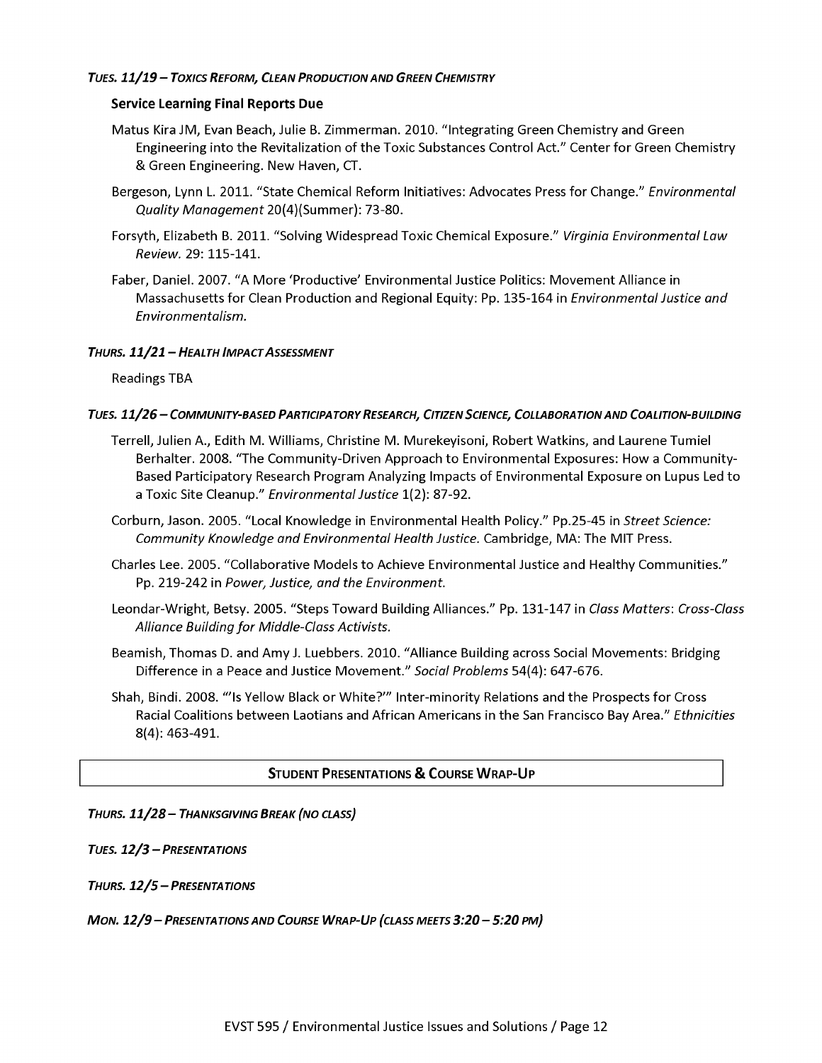#### *TUES. 11/19 – TOXICS REFORM, CLEAN PRODUCTION AND GREEN CHEMISTRY*

**Service Learning Final Reports Due**

Matus Kira JM, Evan Beach, Julie B. Zimmerman. 2010. "Integrating Green Chemistry and Green Engineering into the Revitalization of the Toxic Substances Control Act." Center for Green Chemistry & Green Engineering. New Haven, CT.

Bergeson, Lynn L. 2011. "State Chemical Reform Initiatives: Advocates Press for Change." *Environmental Quality Management* 20(4)(Summer): 73-80.

Forsyth, Elizabeth B. 2011. "Solving Widespread Toxic Chemical Exposure." *Virginia Environmental Law Review*. 29: 115-141.

Faber, Daniel. 2007. "A More 'Productive' Environmental Justice Politics: Movement Alliance in Massachusetts for Clean Production and Regional Equity: Pp. 135-164 in *Environmental Justice and Environmentalism.*

#### *THURS. 11/21 – HEALTH IMPACT ASSESSMENT*

Readings TBA

#### *TUES. 11/26 – COMMUNITY-BASED PARTICIPATORY RESEARCH, CITIZEN SCIENCE, COLLABORATION AND COALITION-BUILDING*

Terrell, Julien A., Edith M. Williams, Christine M. Murekeyisoni, Robert Watkins, and Laurene Tumiel Berhalter. 2008. "The Community-Driven Approach to Environmental Exposures: How a Community-Based Participatory Research Program Analyzing Impacts of Environmental Exposure on Lupus Led to a Toxic Site Cleanup." *Environmental Justice* 1(2): 87-92.

Corburn, Jason. 2005. "Local Knowledge in Environmental Health Policy." Pp.25-45 in *Street Science: Community Knowledge and Environmental Health Justice*. Cambridge, MA: The MIT Press.

Charles Lee. 2005. "Collaborative Models to Achieve Environmental Justice and Healthy Communities." Pp. 219-242 in *Power, Justice, and the Environment.*

Leondar-Wright, Betsy. 2005. "Steps Toward Building Alliances." Pp. 131-147 in *Class Matters: Cross-Class Alliance Building for Middle-Class Activists.*

Beamish, Thomas D. and Amy J. Luebbers. 2010. "Alliance Building across Social Movements: Bridging Difference in a Peace and Justice Movement." *Social Problems* 54(4): 647-676.

Shah, Bindi. 2008. "'Is Yellow Black or White?'" Inter-minority Relations and the Prospects for Cross Racial Coalitions between Laotians and African Americans in the San Francisco Bay Area." *Ethnicities* 8(4): 463-491.

## STUDENT PRESENTATIONS & COURSE WRAP-UP

#### *THURS. 11/28 – THANKSGIVING BREAK (NO CLASS)*

#### *TUES. 12/3 – PRESENTATIONS*

#### *THURS. 12/5 – PRESENTATIONS*

#### *MON. 12/9 – PRESENTATIONS AND COURSE WRAP-UP (CLASS MEETS 3:20 – 5:20 PM)*